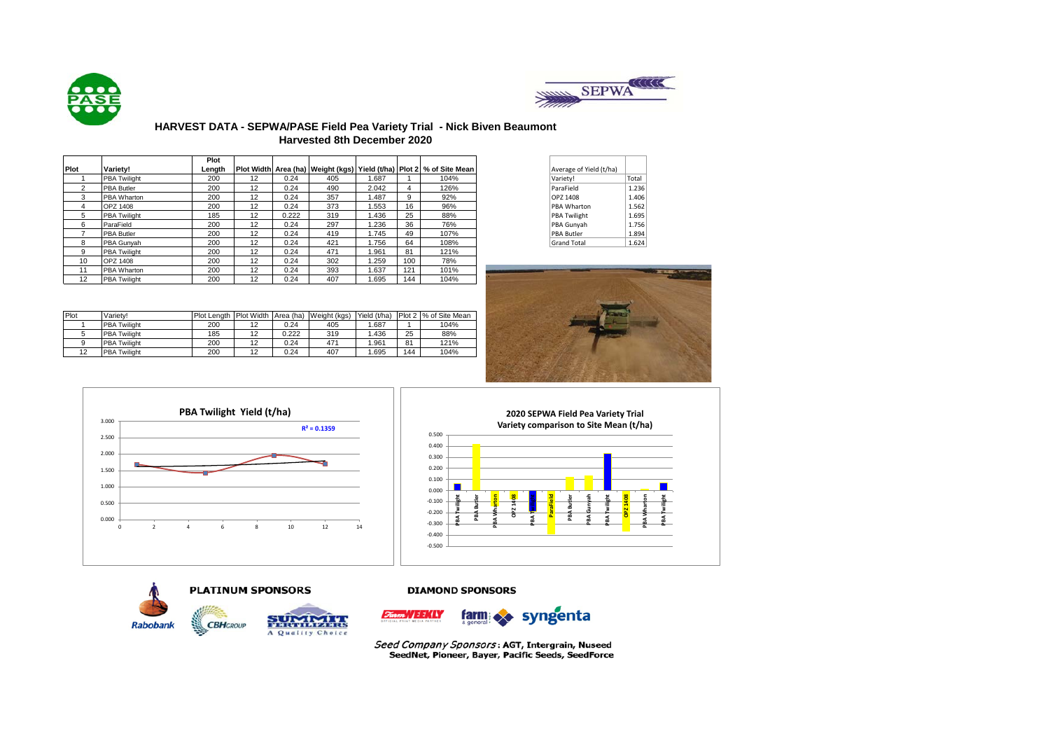# HARVEST DATA - SEPWA/PASE Field Pea Variety Trial - Nick Biven Beaumont

## Harvested 8th December 2020

| Plot | Variety! | Plot Length | Plot Width | Area (ha) | Weight (kgs) | Yield (t/ha) | Plot 2 | % of Site Mean |
|---|---|---|---|---|---|---|---|---|
| 1 | PBA Twilight | 200 | 12 | 0.24 | 405 | 1.687 | 1 | 104% |
| 2 | PBA Butler | 200 | 12 | 0.24 | 490 | 2.042 | 4 | 126% |
| 3 | PBA Wharton | 200 | 12 | 0.24 | 357 | 1.487 | 9 | 92% |
| 4 | OPZ 1408 | 200 | 12 | 0.24 | 373 | 1.553 | 16 | 96% |
| 5 | PBA Twilight | 185 | 12 | 0.222 | 319 | 1.436 | 25 | 88% |
| 6 | ParaField | 200 | 12 | 0.24 | 297 | 1.236 | 36 | 76% |
| 7 | PBA Butler | 200 | 12 | 0.24 | 419 | 1.745 | 49 | 107% |
| 8 | PBA Gunyah | 200 | 12 | 0.24 | 421 | 1.756 | 64 | 108% |
| 9 | PBA Twilight | 200 | 12 | 0.24 | 471 | 1.961 | 81 | 121% |
| 10 | OPZ 1408 | 200 | 12 | 0.24 | 302 | 1.259 | 100 | 78% |
| 11 | PBA Wharton | 200 | 12 | 0.24 | 393 | 1.637 | 121 | 101% |
| 12 | PBA Twilight | 200 | 12 | 0.24 | 407 | 1.695 | 144 | 104% |

| Average of Yield (t/ha) | |
|---|---|
| Variety! | Total |
| ParaField | 1.236 |
| OPZ 1408 | 1.406 |
| PBA Wharton | 1.562 |
| PBA Twilight | 1.695 |
| PBA Gunyah | 1.756 |
| PBA Butler | 1.894 |
| Grand Total | 1.624 |

| Plot | Variety! | Plot Length | Plot Width | Area (ha) | Weight (kgs) | Yield (t/ha) | Plot 2 | % of Site Mean |
|---|---|---|---|---|---|---|---|---|
| 1 | PBA Twilight | 200 | 12 | 0.24 | 405 | 1.687 | 1 | 104% |
| 5 | PBA Twilight | 185 | 12 | 0.222 | 319 | 1.436 | 25 | 88% |
| 9 | PBA Twilight | 200 | 12 | 0.24 | 471 | 1.961 | 81 | 121% |
| 12 | PBA Twilight | 200 | 12 | 0.24 | 407 | 1.695 | 144 | 104% |

PBA Twilight Yield (t/ha)

$R^2 = 0.1359$

3.000
2.500
2.000
1.500
1.000
0.500
0.000
0 2 4 6 8 10 12 14

2020 SEPWA Field Pea Variety Trial
Variety comparison to Site Mean (t/ha)

0.500
0.400
0.300
0.200
0.100
0.000
-0.100
-0.200
-0.300
-0.400
-0.500

PBA Twilight, PBA Butler, PBA Wharton, OPZ 1408, PBA Twilight, ParaField, PBA Butler, PBA Gunyah, PBA Twilight, OPZ 1408, PBA Wharton, PBA Twilight

**PLATINUM SPONSORS**

Rabobank, CBH GROUP, SUMMIT FERTILIZERS A Quality Choice

**DIAMOND SPONSORS**

Farm WEEKLY, farm & general, syngenta

*Seed Company Sponsors*: **AGT, Intergrain, Nuseed SeedNet, Pioneer, Bayer, Pacific Seeds, SeedForce**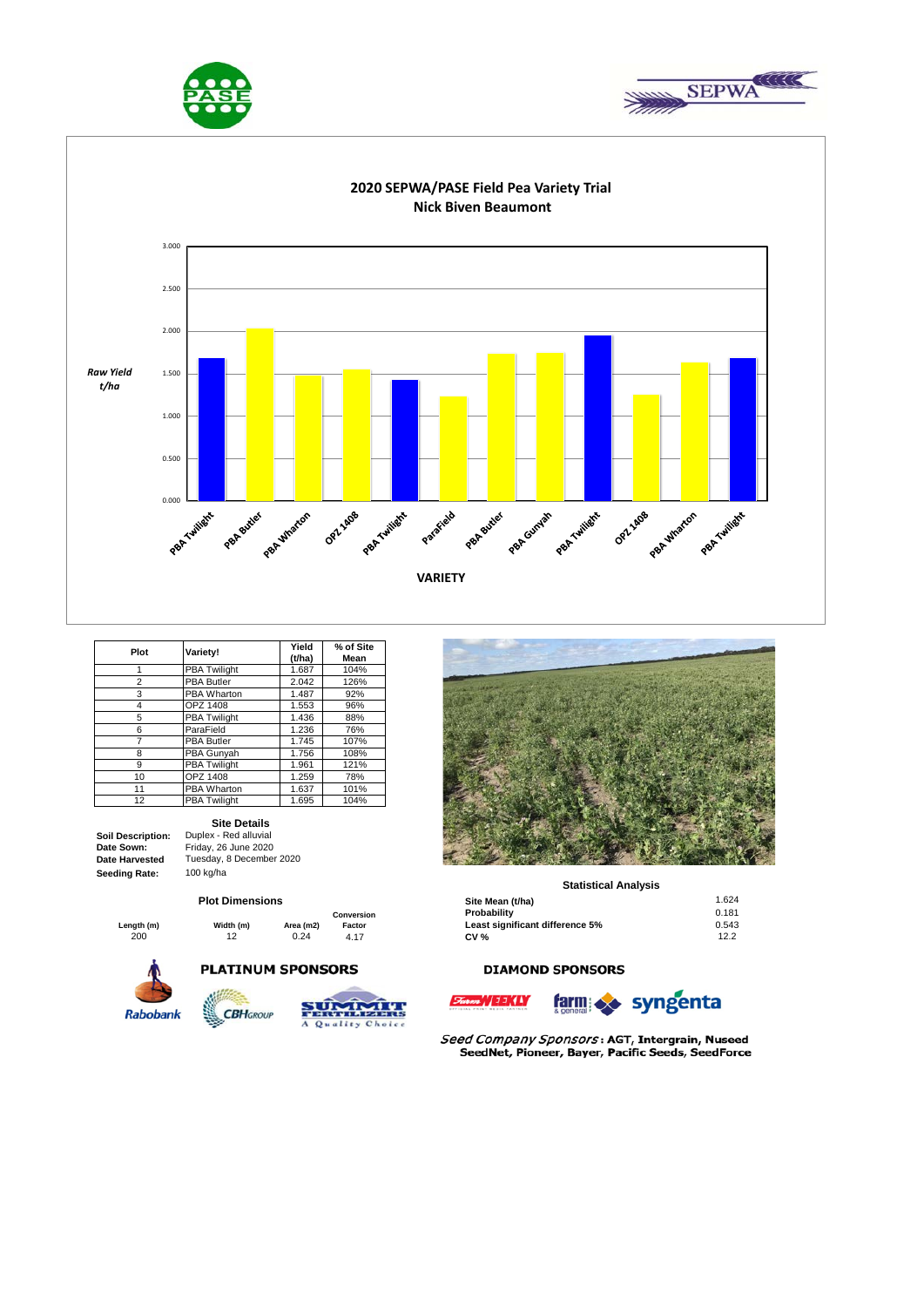# 2020 SEPWA/PASE Field Pea Variety Trial
## Nick Biven Beaumont

Raw Yield t/ha

3.000
2.500
2.000
1.500
1.000
0.500
0.000

PBA Twilight
PBA Butler
PBA Wharton
OPZ 1408
PBA Twilight
ParaField
PBA Butler
PBA Gunyah
PBA Twilight
OPZ 1408
PBA Wharton
PBA Twilight

VARIETY

| Plot | Variety! | Yield (t/ha) | % of Site Mean |
|---|---|---|---|
| 1 | PBA Twilight | 1.687 | 104% |
| 2 | PBA Butler | 2.042 | 126% |
| 3 | PBA Wharton | 1.487 | 92% |
| 4 | OPZ 1408 | 1.553 | 96% |
| 5 | PBA Twilight | 1.436 | 88% |
| 6 | ParaField | 1.236 | 76% |
| 7 | PBA Butler | 1.745 | 107% |
| 8 | PBA Gunyah | 1.756 | 108% |
| 9 | PBA Twilight | 1.961 | 121% |
| 10 | OPZ 1408 | 1.259 | 78% |
| 11 | PBA Wharton | 1.637 | 101% |
| 12 | PBA Twilight | 1.695 | 104% |

### Site Details

**Soil Description:** Duplex - Red alluvial
**Date Sown:** Friday, 26 June 2020
**Date Harvested** Tuesday, 8 December 2020
**Seeding Rate:** 100 kg/ha

### Plot Dimensions

| Length (m) | Width (m) | Area (m2) | Conversion Factor |
|---|---|---|---|
| 200 | 12 | 0.24 | 4.17 |

### Statistical Analysis

| | |
|---|---|
| **Site Mean (t/ha)** | 1.624 |
| **Probability** | 0.181 |
| **Least significant difference 5%** | 0.543 |
| **CV %** | 12.2 |

**PLATINUM SPONSORS**

Rabobank, CBH Group, Summit Fertilizers

**DIAMOND SPONSORS**

Farm Weekly, farm & general, syngenta

*Seed Company Sponsors*: AGT, Intergrain, Nuseed SeedNet, Pioneer, Bayer, Pacific Seeds, SeedForce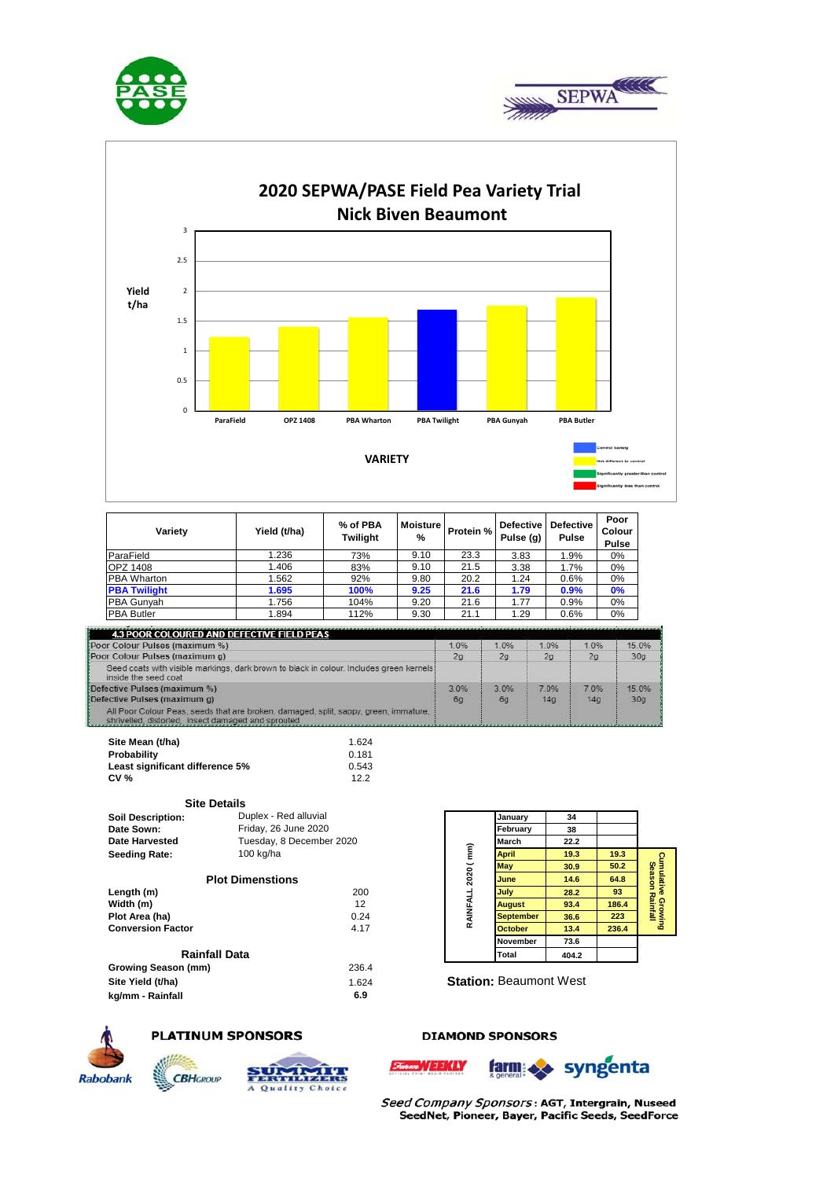# 2020 SEPWA/PASE Field Pea Variety Trial

## Nick Biven Beaumont

Yield t/ha

3
2.5
2
1.5
1
0.5
0

ParaField
OPZ 1408
PBA Wharton
PBA Twilight
PBA Gunyah
PBA Butler

VARIETY

Control Variety
Not different to control
Significantly greater than control
Significantly less than control

| Variety | Yield (t/ha) | % of PBA Twilight | Moisture % | Protein % | Defective Pulse (g) | Defective Pulse | Poor Colour Pulse |
|---|---|---|---|---|---|---|---|
| ParaField | 1.236 | 73% | 9.10 | 23.3 | 3.83 | 1.9% | 0% |
| OPZ 1408 | 1.406 | 83% | 9.10 | 21.5 | 3.38 | 1.7% | 0% |
| PBA Wharton | 1.562 | 92% | 9.80 | 20.2 | 1.24 | 0.6% | 0% |
| **PBA Twilight** | **1.695** | **100%** | **9.25** | **21.6** | **1.79** | **0.9%** | **0%** |
| PBA Gunyah | 1.756 | 104% | 9.20 | 21.6 | 1.77 | 0.9% | 0% |
| PBA Butler | 1.894 | 112% | 9.30 | 21.1 | 1.29 | 0.6% | 0% |

| 4.3 POOR COLOURED AND DEFECTIVE FIELD PEAS | | | | | |
|---|---|---|---|---|---|
| Poor Colour Pulses (maximum %) | 1.0% | 1.0% | 1.0% | 1.0% | 15.0% |
| Poor Colour Pulses (maximum g) | 2g | 2g | 2g | 2g | 30g |
| Seed coats with visible markings, dark brown to black in colour. Includes green kernels inside the seed coat | | | | | |
| Defective Pulses (maximum %) | 3.0% | 3.0% | 7.0% | 7.0% | 15.0% |
| Defective Pulses (maximum g) | 6g | 6g | 14g | 14g | 30g |
| All Poor Colour Peas, seeds that are broken, damaged, split, sappy, green, immature, shrivelled, distorted, insect damaged and sprouted | | | | | |

| | |
|---|---|
| **Site Mean (t/ha)** | 1.624 |
| **Probability** | 0.181 |
| **Least significant difference 5%** | 0.543 |
| **CV %** | 12.2 |

### Site Details

| | |
|---|---|
| **Soil Description:** | Duplex - Red alluvial |
| **Date Sown:** | Friday, 26 June 2020 |
| **Date Harvested** | Tuesday, 8 December 2020 |
| **Seeding Rate:** | 100 kg/ha |

### Plot Dimenstions

| | |
|---|---|
| **Length (m)** | 200 |
| **Width (m)** | 12 |
| **Plot Area (ha)** | 0.24 |
| **Conversion Factor** | 4.17 |

### Rainfall Data

| | |
|---|---|
| **Growing Season (mm)** | 236.4 |
| **Site Yield (t/ha)** | 1.624 |
| **kg/mm - Rainfall** | **6.9** |

RAINFALL 2020 ( mm)

| Month | Rainfall | Cumulative Growing Season Rainfall |
|---|---|---|
| January | 34 | |
| February | 38 | |
| March | 22.2 | |
| April | 19.3 | 19.3 |
| May | 30.9 | 50.2 |
| June | 14.6 | 64.8 |
| July | 28.2 | 93 |
| August | 93.4 | 186.4 |
| September | 36.6 | 223 |
| October | 13.4 | 236.4 |
| November | 73.6 | |
| Total | 404.2 | |

**Station:** Beaumont West

**PLATINUM SPONSORS**

Rabobank, CBH Group, Summit Fertilizers

**DIAMOND SPONSORS**

Farm Weekly, farm & general, syngenta

*Seed Company Sponsors*: AGT, Intergrain, Nuseed SeedNet, Pioneer, Bayer, Pacific Seeds, SeedForce